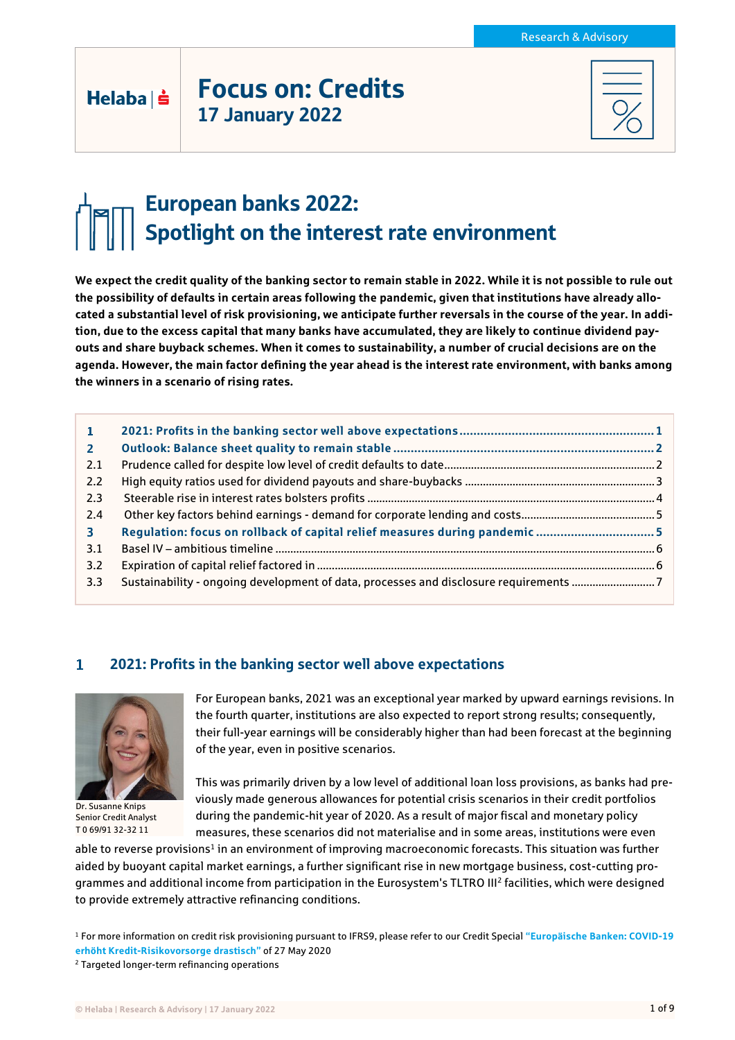Research & Advisory

Helaba

# Focus on: Credits
17 January 2022

# European banks 2022: Spotlight on the interest rate environment

**We expect the credit quality of the banking sector to remain stable in 2022. While it is not possible to rule out the possibility of defaults in certain areas following the pandemic, given that institutions have already allocated a substantial level of risk provisioning, we anticipate further reversals in the course of the year. In addition, due to the excess capital that many banks have accumulated, they are likely to continue dividend payouts and share buyback schemes. When it comes to sustainability, a number of crucial decisions are on the agenda. However, the main factor defining the year ahead is the interest rate environment, with banks among the winners in a scenario of rising rates.**

| | | |
|---|---|---|
| **1** | **2021: Profits in the banking sector well above expectations** | **1** |
| **2** | **Outlook: Balance sheet quality to remain stable** | **2** |
| 2.1 | Prudence called for despite low level of credit defaults to date | 2 |
| 2.2 | High equity ratios used for dividend payouts and share-buybacks | 3 |
| 2.3 | Steerable rise in interest rates bolsters profits | 4 |
| 2.4 | Other key factors behind earnings - demand for corporate lending and costs | 5 |
| **3** | **Regulation: focus on rollback of capital relief measures during pandemic** | **5** |
| 3.1 | Basel IV – ambitious timeline | 6 |
| 3.2 | Expiration of capital relief factored in | 6 |
| 3.3 | Sustainability - ongoing development of data, processes and disclosure requirements | 7 |

## 1 2021: Profits in the banking sector well above expectations

Dr. Susanne Knips
Senior Credit Analyst
T 0 69/91 32-32 11

For European banks, 2021 was an exceptional year marked by upward earnings revisions. In the fourth quarter, institutions are also expected to report strong results; consequently, their full-year earnings will be considerably higher than had been forecast at the beginning of the year, even in positive scenarios.

This was primarily driven by a low level of additional loan loss provisions, as banks had previously made generous allowances for potential crisis scenarios in their credit portfolios during the pandemic-hit year of 2020. As a result of major fiscal and monetary policy measures, these scenarios did not materialise and in some areas, institutions were even able to reverse provisions[1] in an environment of improving macroeconomic forecasts. This situation was further aided by buoyant capital market earnings, a further significant rise in new mortgage business, cost-cutting programmes and additional income from participation in the Eurosystem's TLTRO III[2] facilities, which were designed to provide extremely attractive refinancing conditions.

[1] For more information on credit risk provisioning pursuant to IFRS9, please refer to our Credit Special **"Europäische Banken: COVID-19 erhöht Kredit-Risikovorsorge drastisch"** of 27 May 2020

[2] Targeted longer-term refinancing operations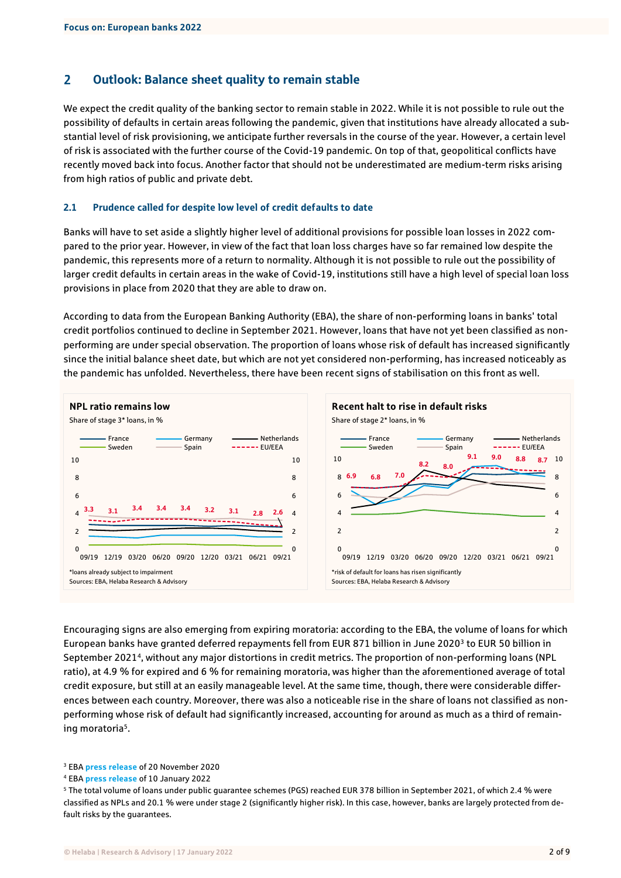## 2 Outlook: Balance sheet quality to remain stable

We expect the credit quality of the banking sector to remain stable in 2022. While it is not possible to rule out the possibility of defaults in certain areas following the pandemic, given that institutions have already allocated a substantial level of risk provisioning, we anticipate further reversals in the course of the year. However, a certain level of risk is associated with the further course of the Covid-19 pandemic. On top of that, geopolitical conflicts have recently moved back into focus. Another factor that should not be underestimated are medium-term risks arising from high ratios of public and private debt.

### 2.1 Prudence called for despite low level of credit defaults to date

Banks will have to set aside a slightly higher level of additional provisions for possible loan losses in 2022 compared to the prior year. However, in view of the fact that loan loss charges have so far remained low despite the pandemic, this represents more of a return to normality. Although it is not possible to rule out the possibility of larger credit defaults in certain areas in the wake of Covid-19, institutions still have a high level of special loan loss provisions in place from 2020 that they are able to draw on.

According to data from the European Banking Authority (EBA), the share of non-performing loans in banks' total credit portfolios continued to decline in September 2021. However, loans that have not yet been classified as non-performing are under special observation. The proportion of loans whose risk of default has increased significantly since the initial balance sheet date, but which are not yet considered non-performing, has increased noticeably as the pandemic has unfolded. Nevertheless, there have been recent signs of stabilisation on this front as well.

**NPL ratio remains low**

Share of stage 3* loans, in %

| | 09/19 | 12/19 | 03/20 | 06/20 | 09/20 | 12/20 | 03/21 | 06/21 | 09/21 |
|---|---|---|---|---|---|---|---|---|---|
| EU/EEA | 3.3 | 3.1 | 3.4 | 3.4 | 3.4 | 3.2 | 3.1 | 2.8 | 2.6 |

*loans already subject to impairment

Sources: EBA, Helaba Research & Advisory

**Recent halt to rise in default risks**

Share of stage 2* loans, in %

| | 09/19 | 12/19 | 03/20 | 06/20 | 09/20 | 12/20 | 03/21 | 06/21 | 09/21 |
|---|---|---|---|---|---|---|---|---|---|
| EU/EEA | 6.9 | 6.8 | 7.0 | 8.2 | 8.0 | 9.1 | 9.0 | 8.8 | 8.7 |

*risk of default for loans has risen significantly

Sources: EBA, Helaba Research & Advisory

Encouraging signs are also emerging from expiring moratoria: according to the EBA, the volume of loans for which European banks have granted deferred repayments fell from EUR 871 billion in June 2020[3] to EUR 50 billion in September 2021[4], without any major distortions in credit metrics. The proportion of non-performing loans (NPL ratio), at 4.9 % for expired and 6 % for remaining moratoria, was higher than the aforementioned average of total credit exposure, but still at an easily manageable level. At the same time, though, there were considerable differences between each country. Moreover, there was also a noticeable rise in the share of loans not classified as non-performing whose risk of default had significantly increased, accounting for around as much as a third of remaining moratoria[5].

[3] EBA press release of 20 November 2020

[4] EBA press release of 10 January 2022

[5] The total volume of loans under public guarantee schemes (PGS) reached EUR 378 billion in September 2021, of which 2.4 % were classified as NPLs and 20.1 % were under stage 2 (significantly higher risk). In this case, however, banks are largely protected from default risks by the guarantees.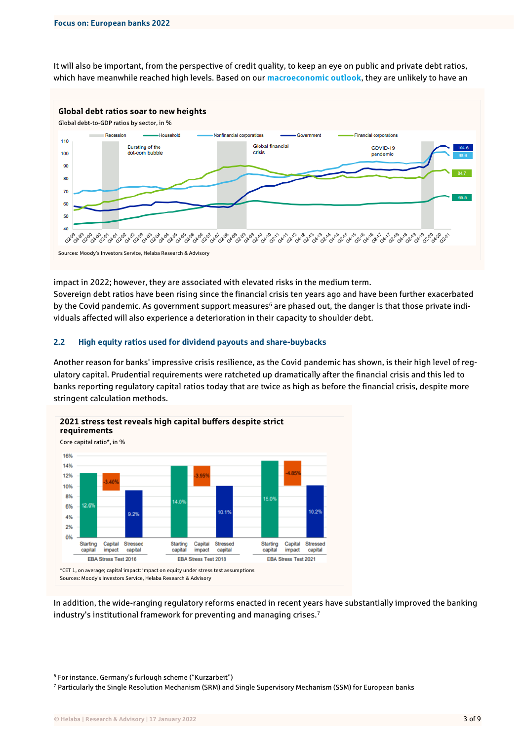It will also be important, from the perspective of credit quality, to keep an eye on public and private debt ratios, which have meanwhile reached high levels. Based on our **macroeconomic outlook**, they are unlikely to have an impact in 2022; however, they are associated with elevated risks in the medium term.

**Global debt ratios soar to new heights**

Global debt-to-GDP ratios by sector, in %

Sources: Moody's Investors Service, Helaba Research & Advisory

Sovereign debt ratios have been rising since the financial crisis ten years ago and have been further exacerbated by the Covid pandemic. As government support measures[6] are phased out, the danger is that those private individuals affected will also experience a deterioration in their capacity to shoulder debt.

## 2.2 High equity ratios used for dividend payouts and share-buybacks

Another reason for banks' impressive crisis resilience, as the Covid pandemic has shown, is their high level of regulatory capital. Prudential requirements were ratcheted up dramatically after the financial crisis and this led to banks reporting regulatory capital ratios today that are twice as high as before the financial crisis, despite more stringent calculation methods.

**2021 stress test reveals high capital buffers despite strict requirements**

Core capital ratio*, in %

| | Starting capital | Capital impact | Stressed capital |
|---|---|---|---|
| EBA Stress Test 2016 | 12.6% | -3.40% | 9.2% |
| EBA Stress Test 2018 | 14.0% | -3.95% | 10.1% |
| EBA Stress Test 2021 | 15.0% | -4.85% | 10.2% |

*CET 1, on average; capital impact: impact on equity under stress test assumptions

Sources: Moody's Investors Service, Helaba Research & Advisory

In addition, the wide-ranging regulatory reforms enacted in recent years have substantially improved the banking industry's institutional framework for preventing and managing crises.[7]

[6] For instance, Germany's furlough scheme ("Kurzarbeit")

[7] Particularly the Single Resolution Mechanism (SRM) and Single Supervisory Mechanism (SSM) for European banks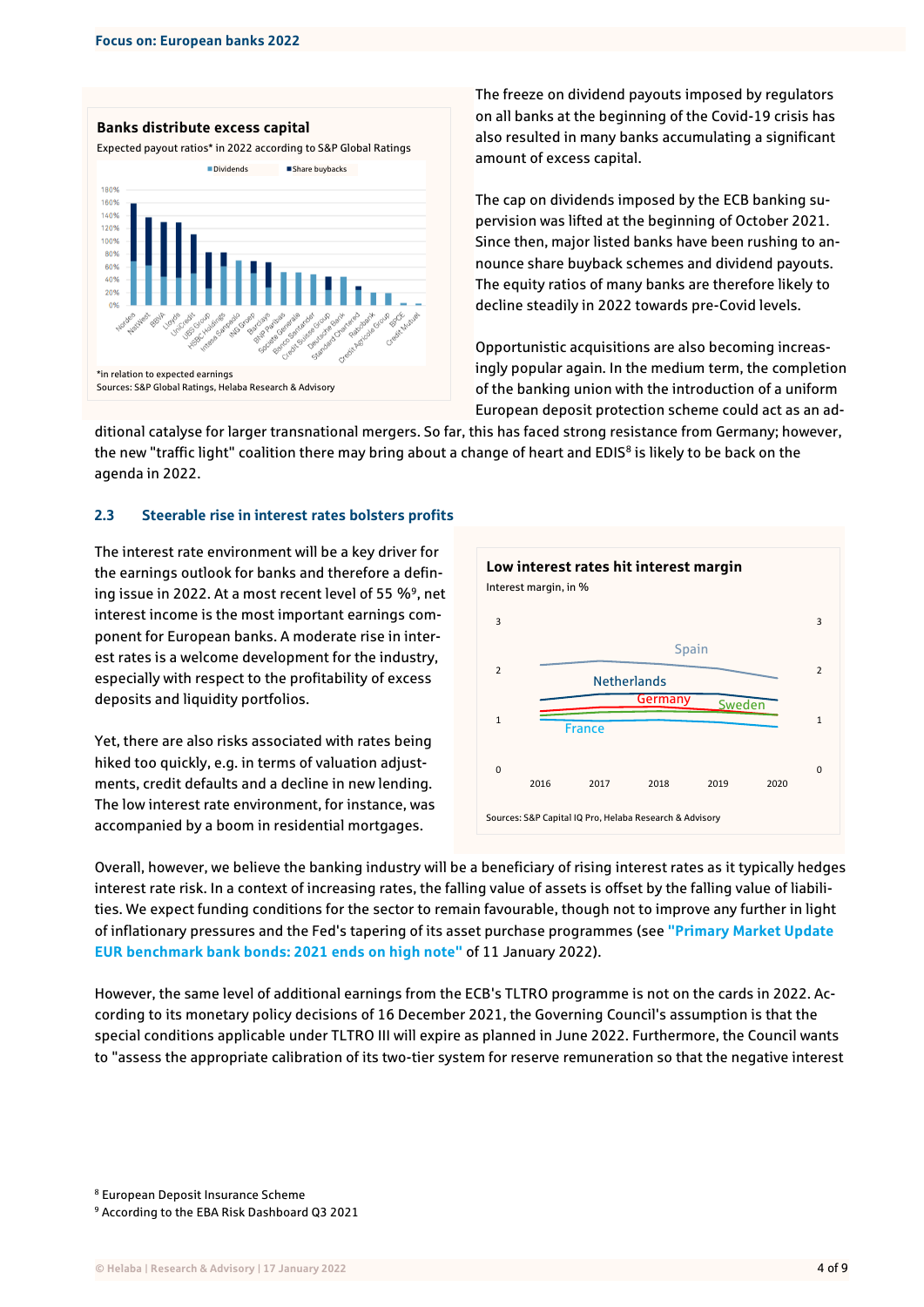**Banks distribute excess capital**

Expected payout ratios* in 2022 according to S&P Global Ratings

*in relation to expected earnings

Sources: S&P Global Ratings, Helaba Research & Advisory

The freeze on dividend payouts imposed by regulators on all banks at the beginning of the Covid-19 crisis has also resulted in many banks accumulating a significant amount of excess capital.

The cap on dividends imposed by the ECB banking supervision was lifted at the beginning of October 2021. Since then, major listed banks have been rushing to announce share buyback schemes and dividend payouts. The equity ratios of many banks are therefore likely to decline steadily in 2022 towards pre-Covid levels.

Opportunistic acquisitions are also becoming increasingly popular again. In the medium term, the completion of the banking union with the introduction of a uniform European deposit protection scheme could act as an additional catalyse for larger transnational mergers. So far, this has faced strong resistance from Germany; however, the new "traffic light" coalition there may bring about a change of heart and EDIS[8] is likely to be back on the agenda in 2022.

### 2.3 Steerable rise in interest rates bolsters profits

The interest rate environment will be a key driver for the earnings outlook for banks and therefore a defining issue in 2022. At a most recent level of 55 %[9], net interest income is the most important earnings component for European banks. A moderate rise in interest rates is a welcome development for the industry, especially with respect to the profitability of excess deposits and liquidity portfolios.

Yet, there are also risks associated with rates being hiked too quickly, e.g. in terms of valuation adjustments, credit defaults and a decline in new lending. The low interest rate environment, for instance, was accompanied by a boom in residential mortgages.

**Low interest rates hit interest margin**

Interest margin, in %

Sources: S&P Capital IQ Pro, Helaba Research & Advisory

Overall, however, we believe the banking industry will be a beneficiary of rising interest rates as it typically hedges interest rate risk. In a context of increasing rates, the falling value of assets is offset by the falling value of liabilities. We expect funding conditions for the sector to remain favourable, though not to improve any further in light of inflationary pressures and the Fed's tapering of its asset purchase programmes (see **"Primary Market Update EUR benchmark bank bonds: 2021 ends on high note"** of 11 January 2022).

However, the same level of additional earnings from the ECB's TLTRO programme is not on the cards in 2022. According to its monetary policy decisions of 16 December 2021, the Governing Council's assumption is that the special conditions applicable under TLTRO III will expire as planned in June 2022. Furthermore, the Council wants to "assess the appropriate calibration of its two-tier system for reserve remuneration so that the negative interest

[8] European Deposit Insurance Scheme

[9] According to the EBA Risk Dashboard Q3 2021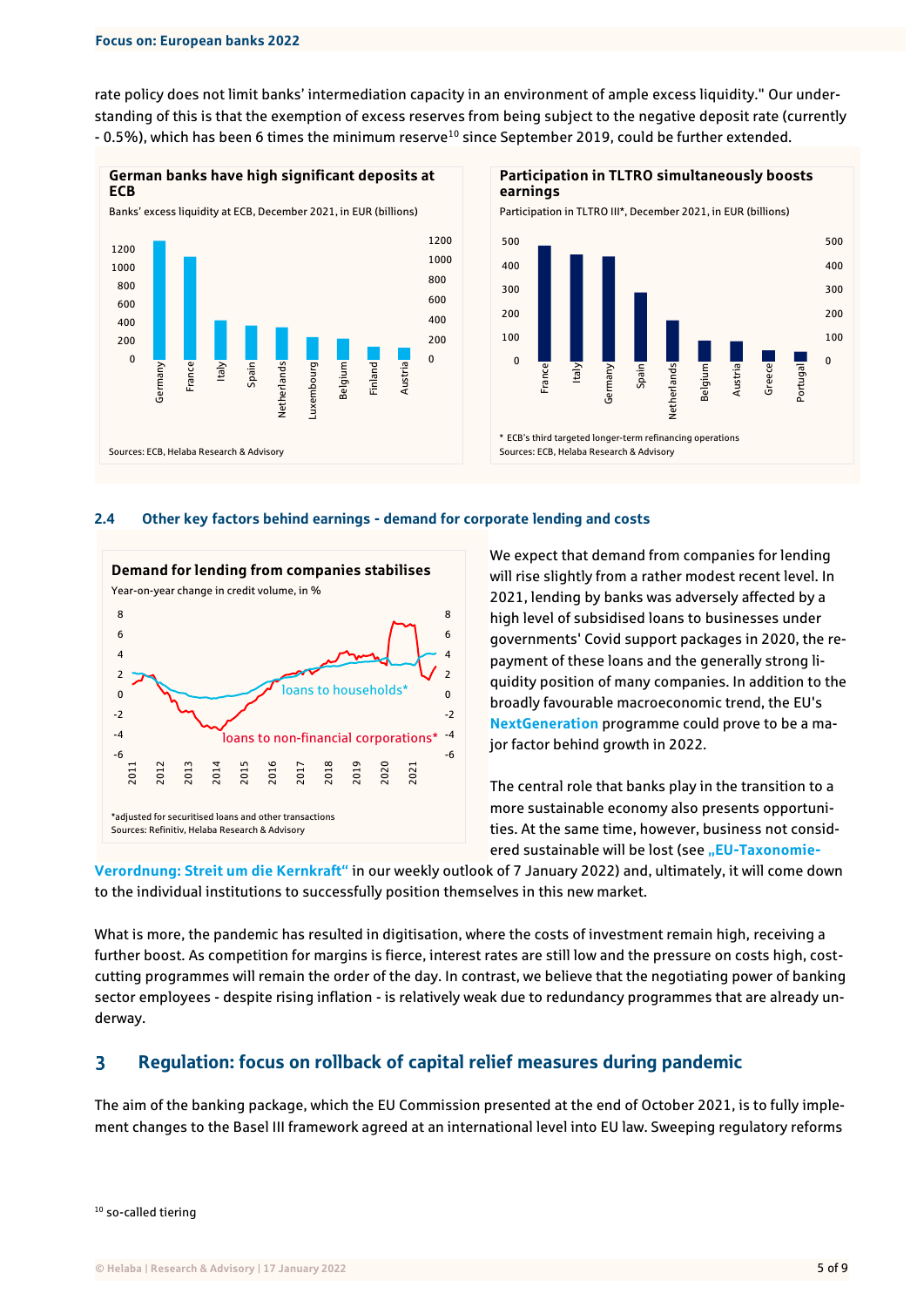rate policy does not limit banks' intermediation capacity in an environment of ample excess liquidity." Our understanding of this is that the exemption of excess reserves from being subject to the negative deposit rate (currently - 0.5%), which has been 6 times the minimum reserve[10] since September 2019, could be further extended.

**German banks have high significant deposits at ECB**

Banks' excess liquidity at ECB, December 2021, in EUR (billions)

Sources: ECB, Helaba Research & Advisory

**Participation in TLTRO simultaneously boosts earnings**

Participation in TLTRO III*, December 2021, in EUR (billions)

* ECB's third targeted longer-term refinancing operations

Sources: ECB, Helaba Research & Advisory

### 2.4 Other key factors behind earnings - demand for corporate lending and costs

**Demand for lending from companies stabilises**

Year-on-year change in credit volume, in %

*adjusted for securitised loans and other transactions

Sources: Refinitiv, Helaba Research & Advisory

We expect that demand from companies for lending will rise slightly from a rather modest recent level. In 2021, lending by banks was adversely affected by a high level of subsidised loans to businesses under governments' Covid support packages in 2020, the repayment of these loans and the generally strong liquidity position of many companies. In addition to the broadly favourable macroeconomic trend, the EU's NextGeneration programme could prove to be a major factor behind growth in 2022.

The central role that banks play in the transition to a more sustainable economy also presents opportunities. At the same time, however, business not considered sustainable will be lost (see „EU-Taxonomie-Verordnung: Streit um die Kernkraft" in our weekly outlook of 7 January 2022) and, ultimately, it will come down to the individual institutions to successfully position themselves in this new market.

What is more, the pandemic has resulted in digitisation, where the costs of investment remain high, receiving a further boost. As competition for margins is fierce, interest rates are still low and the pressure on costs high, cost-cutting programmes will remain the order of the day. In contrast, we believe that the negotiating power of banking sector employees - despite rising inflation - is relatively weak due to redundancy programmes that are already underway.

## 3 Regulation: focus on rollback of capital relief measures during pandemic

The aim of the banking package, which the EU Commission presented at the end of October 2021, is to fully implement changes to the Basel III framework agreed at an international level into EU law. Sweeping regulatory reforms

[10] so-called tiering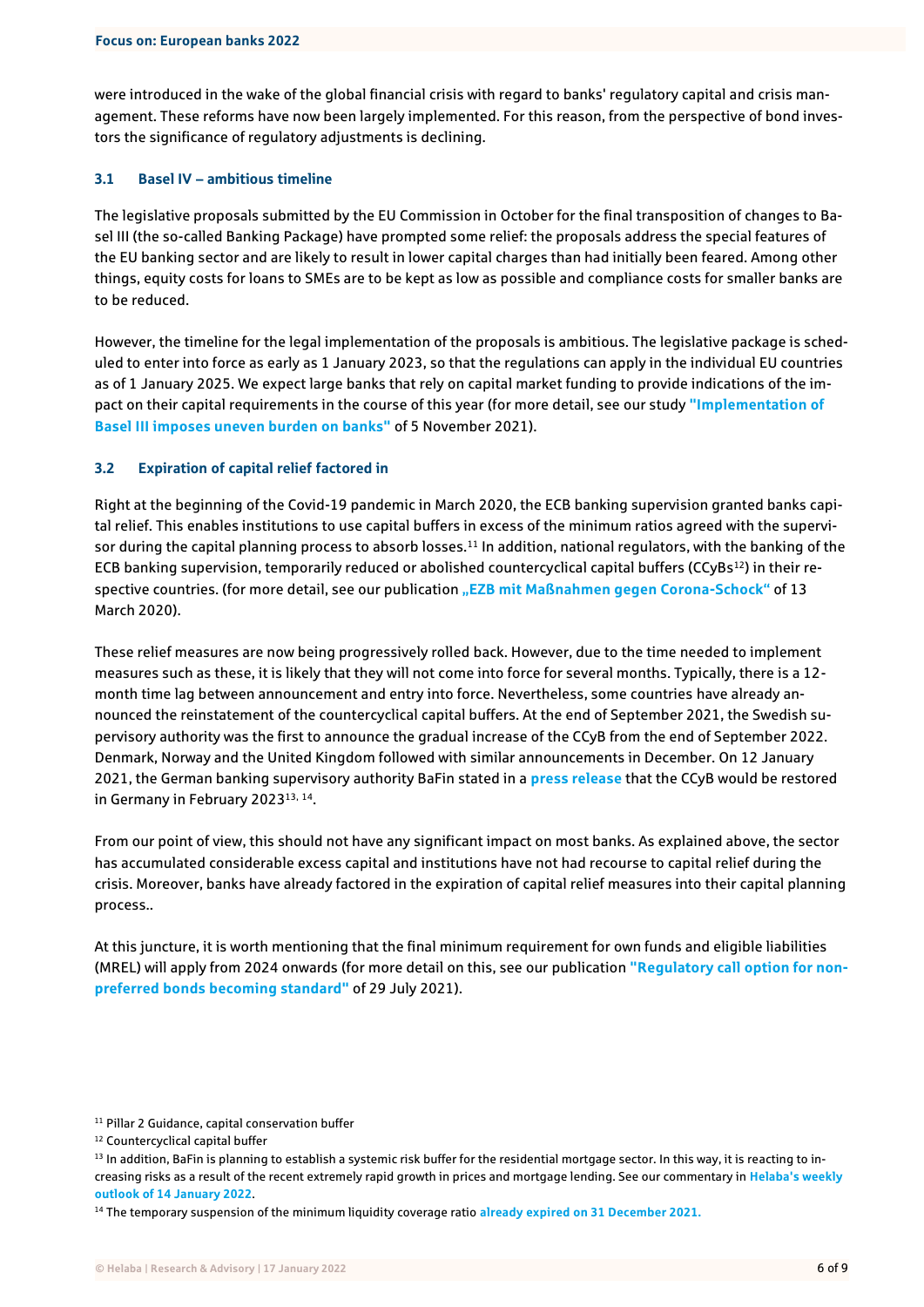were introduced in the wake of the global financial crisis with regard to banks' regulatory capital and crisis management. These reforms have now been largely implemented. For this reason, from the perspective of bond investors the significance of regulatory adjustments is declining.

### 3.1 Basel IV – ambitious timeline

The legislative proposals submitted by the EU Commission in October for the final transposition of changes to Basel III (the so-called Banking Package) have prompted some relief: the proposals address the special features of the EU banking sector and are likely to result in lower capital charges than had initially been feared. Among other things, equity costs for loans to SMEs are to be kept as low as possible and compliance costs for smaller banks are to be reduced.

However, the timeline for the legal implementation of the proposals is ambitious. The legislative package is scheduled to enter into force as early as 1 January 2023, so that the regulations can apply in the individual EU countries as of 1 January 2025. We expect large banks that rely on capital market funding to provide indications of the impact on their capital requirements in the course of this year (for more detail, see our study **"Implementation of Basel III imposes uneven burden on banks"** of 5 November 2021).

### 3.2 Expiration of capital relief factored in

Right at the beginning of the Covid-19 pandemic in March 2020, the ECB banking supervision granted banks capital relief. This enables institutions to use capital buffers in excess of the minimum ratios agreed with the supervisor during the capital planning process to absorb losses.[11] In addition, national regulators, with the banking of the ECB banking supervision, temporarily reduced or abolished countercyclical capital buffers (CCyBs[12]) in their respective countries. (for more detail, see our publication **„EZB mit Maßnahmen gegen Corona-Schock"** of 13 March 2020).

These relief measures are now being progressively rolled back. However, due to the time needed to implement measures such as these, it is likely that they will not come into force for several months. Typically, there is a 12-month time lag between announcement and entry into force. Nevertheless, some countries have already announced the reinstatement of the countercyclical capital buffers. At the end of September 2021, the Swedish supervisory authority was the first to announce the gradual increase of the CCyB from the end of September 2022. Denmark, Norway and the United Kingdom followed with similar announcements in December. On 12 January 2021, the German banking supervisory authority BaFin stated in a **press release** that the CCyB would be restored in Germany in February 2023[13, 14].

From our point of view, this should not have any significant impact on most banks. As explained above, the sector has accumulated considerable excess capital and institutions have not had recourse to capital relief during the crisis. Moreover, banks have already factored in the expiration of capital relief measures into their capital planning process..

At this juncture, it is worth mentioning that the final minimum requirement for own funds and eligible liabilities (MREL) will apply from 2024 onwards (for more detail on this, see our publication **"Regulatory call option for non-preferred bonds becoming standard"** of 29 July 2021).

---

[11] Pillar 2 Guidance, capital conservation buffer

[12] Countercyclical capital buffer

[13] In addition, BaFin is planning to establish a systemic risk buffer for the residential mortgage sector. In this way, it is reacting to increasing risks as a result of the recent extremely rapid growth in prices and mortgage lending. See our commentary in **Helaba's weekly outlook of 14 January 2022**.

[14] The temporary suspension of the minimum liquidity coverage ratio **already expired on 31 December 2021.**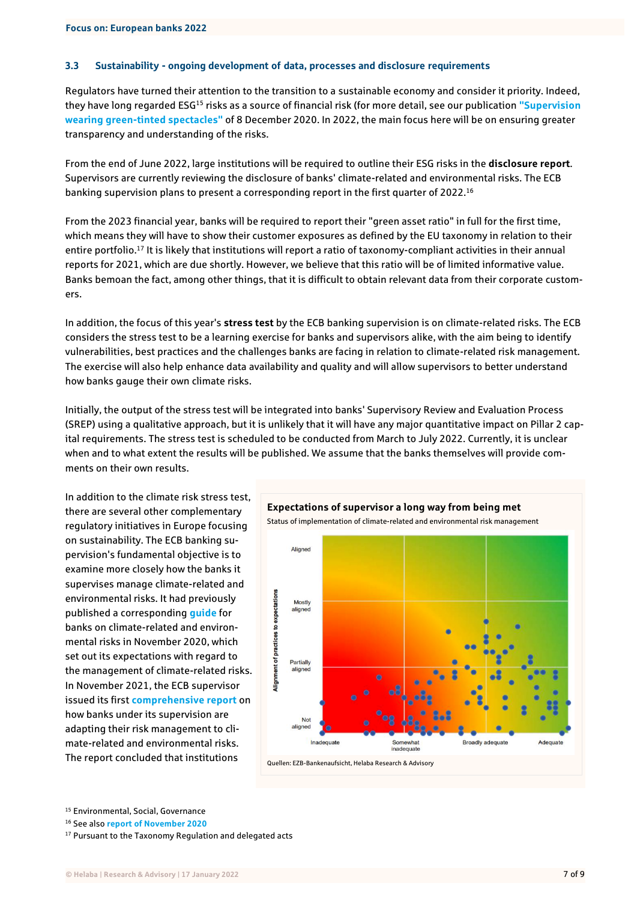### 3.3 Sustainability - ongoing development of data, processes and disclosure requirements

Regulators have turned their attention to the transition to a sustainable economy and consider it priority. Indeed, they have long regarded ESG[15] risks as a source of financial risk (for more detail, see our publication **"Supervision wearing green-tinted spectacles"** of 8 December 2020. In 2022, the main focus here will be on ensuring greater transparency and understanding of the risks.

From the end of June 2022, large institutions will be required to outline their ESG risks in the **disclosure report**. Supervisors are currently reviewing the disclosure of banks' climate-related and environmental risks. The ECB banking supervision plans to present a corresponding report in the first quarter of 2022.[16]

From the 2023 financial year, banks will be required to report their "green asset ratio" in full for the first time, which means they will have to show their customer exposures as defined by the EU taxonomy in relation to their entire portfolio.[17] It is likely that institutions will report a ratio of taxonomy-compliant activities in their annual reports for 2021, which are due shortly. However, we believe that this ratio will be of limited informative value. Banks bemoan the fact, among other things, that it is difficult to obtain relevant data from their corporate customers.

In addition, the focus of this year's **stress test** by the ECB banking supervision is on climate-related risks. The ECB considers the stress test to be a learning exercise for banks and supervisors alike, with the aim being to identify vulnerabilities, best practices and the challenges banks are facing in relation to climate-related risk management. The exercise will also help enhance data availability and quality and will allow supervisors to better understand how banks gauge their own climate risks.

Initially, the output of the stress test will be integrated into banks' Supervisory Review and Evaluation Process (SREP) using a qualitative approach, but it is unlikely that it will have any major quantitative impact on Pillar 2 capital requirements. The stress test is scheduled to be conducted from March to July 2022. Currently, it is unclear when and to what extent the results will be published. We assume that the banks themselves will provide comments on their own results.

In addition to the climate risk stress test, there are several other complementary regulatory initiatives in Europe focusing on sustainability. The ECB banking supervision's fundamental objective is to examine more closely how the banks it supervises manage climate-related and environmental risks. It had previously published a corresponding **guide** for banks on climate-related and environmental risks in November 2020, which set out its expectations with regard to the management of climate-related risks. In November 2021, the ECB supervisor issued its first **comprehensive report** on how banks under its supervision are adapting their risk management to climate-related and environmental risks. The report concluded that institutions

**Expectations of supervisor a long way from being met**

Status of implementation of climate-related and environmental risk management

Quellen: EZB-Bankenaufsicht, Helaba Research & Advisory

[15] Environmental, Social, Governance

[16] See also **report of November 2020**

[17] Pursuant to the Taxonomy Regulation and delegated acts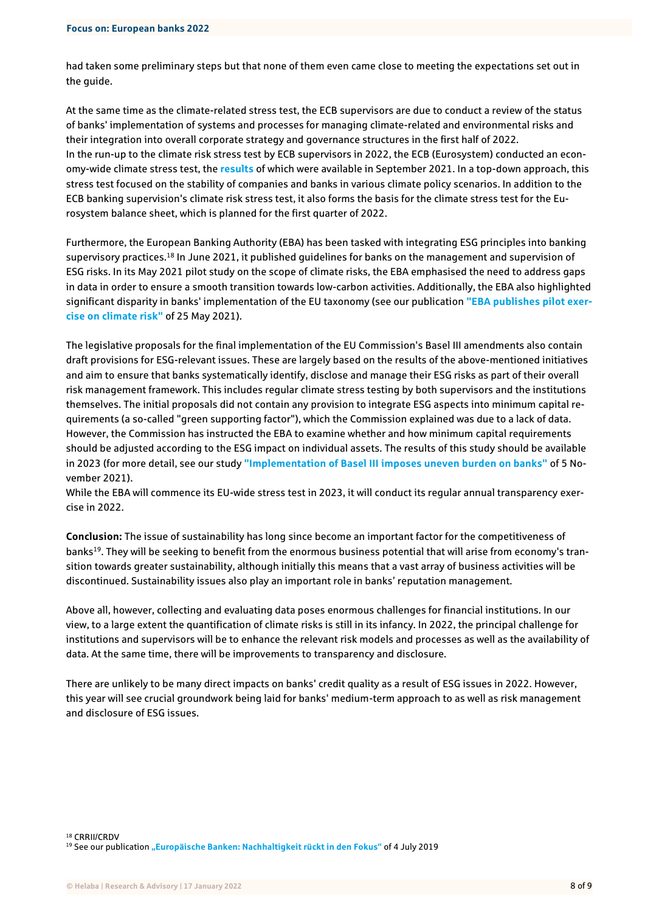had taken some preliminary steps but that none of them even came close to meeting the expectations set out in the guide.

At the same time as the climate-related stress test, the ECB supervisors are due to conduct a review of the status of banks' implementation of systems and processes for managing climate-related and environmental risks and their integration into overall corporate strategy and governance structures in the first half of 2022.
In the run-up to the climate risk stress test by ECB supervisors in 2022, the ECB (Eurosystem) conducted an economy-wide climate stress test, the **results** of which were available in September 2021. In a top-down approach, this stress test focused on the stability of companies and banks in various climate policy scenarios. In addition to the ECB banking supervision's climate risk stress test, it also forms the basis for the climate stress test for the Eurosystem balance sheet, which is planned for the first quarter of 2022.

Furthermore, the European Banking Authority (EBA) has been tasked with integrating ESG principles into banking supervisory practices.[18] In June 2021, it published guidelines for banks on the management and supervision of ESG risks. In its May 2021 pilot study on the scope of climate risks, the EBA emphasised the need to address gaps in data in order to ensure a smooth transition towards low-carbon activities. Additionally, the EBA also highlighted significant disparity in banks' implementation of the EU taxonomy (see our publication **"EBA publishes pilot exercise on climate risk"** of 25 May 2021).

The legislative proposals for the final implementation of the EU Commission's Basel III amendments also contain draft provisions for ESG-relevant issues. These are largely based on the results of the above-mentioned initiatives and aim to ensure that banks systematically identify, disclose and manage their ESG risks as part of their overall risk management framework. This includes regular climate stress testing by both supervisors and the institutions themselves. The initial proposals did not contain any provision to integrate ESG aspects into minimum capital requirements (a so-called "green supporting factor"), which the Commission explained was due to a lack of data. However, the Commission has instructed the EBA to examine whether and how minimum capital requirements should be adjusted according to the ESG impact on individual assets. The results of this study should be available in 2023 (for more detail, see our study **"Implementation of Basel III imposes uneven burden on banks"** of 5 November 2021).
While the EBA will commence its EU-wide stress test in 2023, it will conduct its regular annual transparency exercise in 2022.

**Conclusion:** The issue of sustainability has long since become an important factor for the competitiveness of banks[19]. They will be seeking to benefit from the enormous business potential that will arise from economy's transition towards greater sustainability, although initially this means that a vast array of business activities will be discontinued. Sustainability issues also play an important role in banks' reputation management.

Above all, however, collecting and evaluating data poses enormous challenges for financial institutions. In our view, to a large extent the quantification of climate risks is still in its infancy. In 2022, the principal challenge for institutions and supervisors will be to enhance the relevant risk models and processes as well as the availability of data. At the same time, there will be improvements to transparency and disclosure.

There are unlikely to be many direct impacts on banks' credit quality as a result of ESG issues in 2022. However, this year will see crucial groundwork being laid for banks' medium-term approach to as well as risk management and disclosure of ESG issues.

[18] CRRII/CRDV
[19] See our publication **„Europäische Banken: Nachhaltigkeit rückt in den Fokus"** of 4 July 2019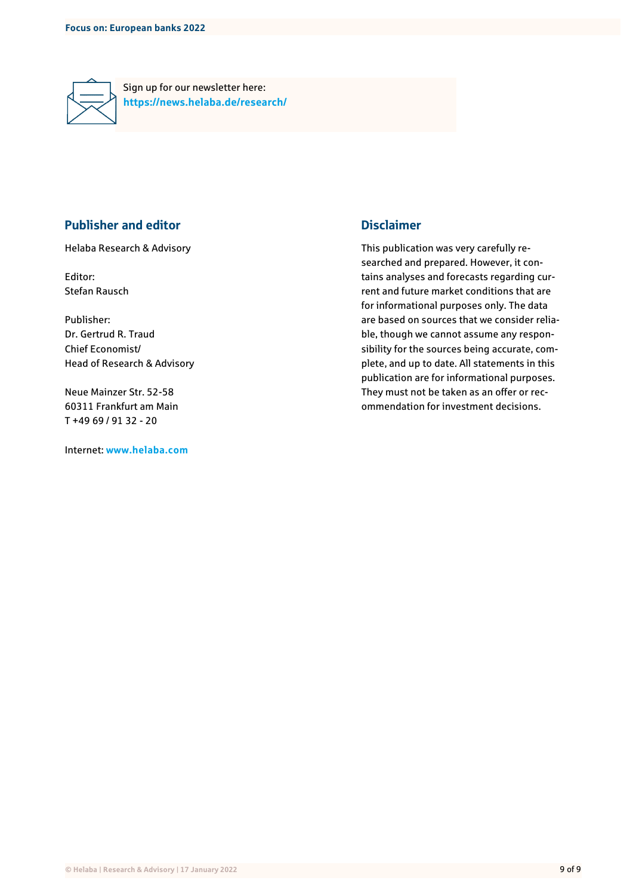Sign up for our newsletter here:
**https://news.helaba.de/research/**

## Publisher and editor

Helaba Research & Advisory

Editor:
Stefan Rausch

Publisher:
Dr. Gertrud R. Traud
Chief Economist/
Head of Research & Advisory

Neue Mainzer Str. 52-58
60311 Frankfurt am Main
T +49 69 / 91 32 - 20

Internet: **www.helaba.com**

## Disclaimer

This publication was very carefully researched and prepared. However, it contains analyses and forecasts regarding current and future market conditions that are for informational purposes only. The data are based on sources that we consider reliable, though we cannot assume any responsibility for the sources being accurate, complete, and up to date. All statements in this publication are for informational purposes. They must not be taken as an offer or recommendation for investment decisions.